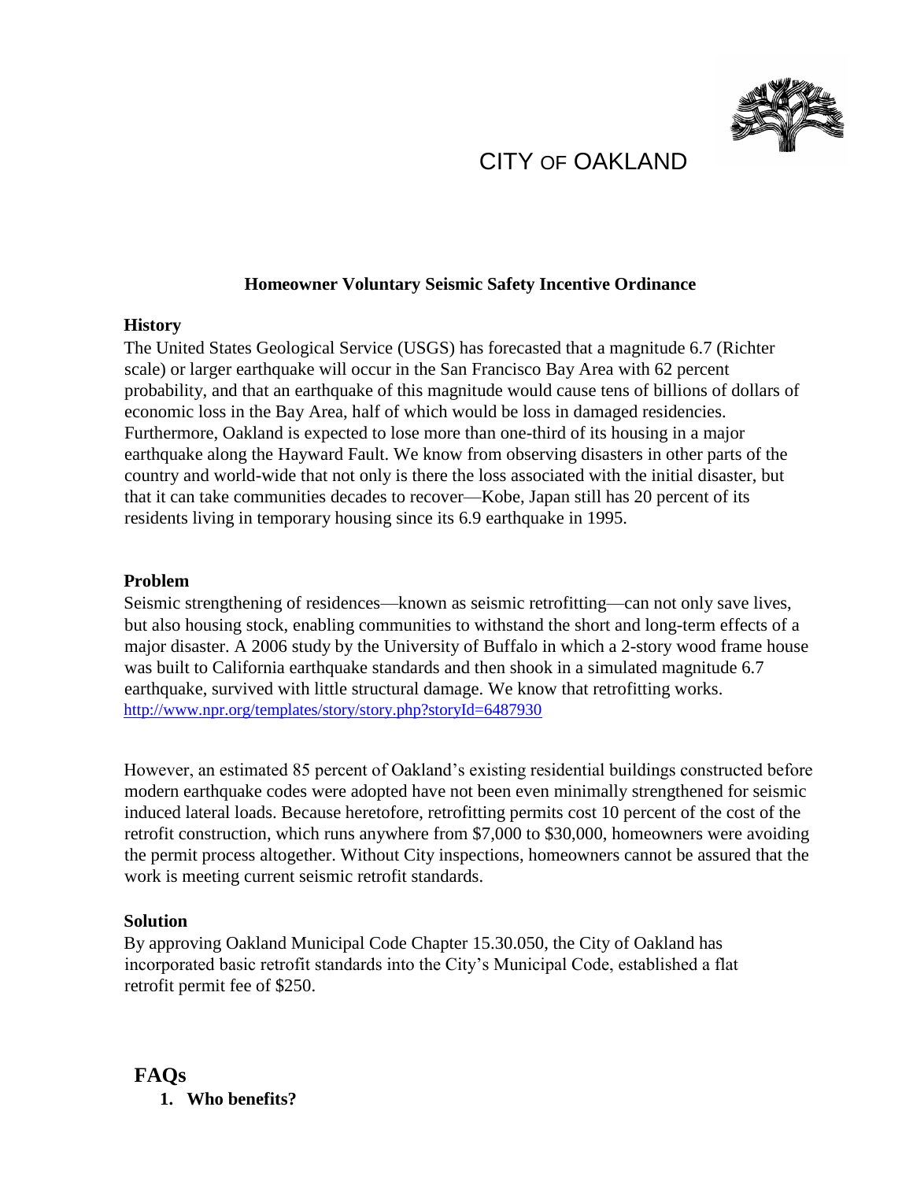# CITY OF OAKLAND

## Homeowner Voluntary Seismic Safety Incentive Ordinance

### History

The United States Geological Service (USGS) has forecasted that a magnitude 6.7 (Richter scale) or larger earthquake will occur in the San Francisco Bay Area with 62 percent probability, and that an earthquake of this magnitude would cause tens of billions of dollars of economic loss in the Bay Area, half of which would be loss in damaged residencies. Furthermore, Oakland is expected to lose more than one-third of its housing in a major earthquake along the Hayward Fault. We know from observing disasters in other parts of the country and world-wide that not only is there the loss associated with the initial disaster, but that it can take communities decades to recover—Kobe, Japan still has 20 percent of its residents living in temporary housing since its 6.9 earthquake in 1995.

### Problem

Seismic strengthening of residences—known as seismic retrofitting—can not only save lives, but also housing stock, enabling communities to withstand the short and long-term effects of a major disaster. A 2006 study by the University of Buffalo in which a 2-story wood frame house was built to California earthquake standards and then shook in a simulated magnitude 6.7 earthquake, survived with little structural damage. We know that retrofitting works. http://www.npr.org/templates/story/story.php?storyId=6487930

However, an estimated 85 percent of Oakland's existing residential buildings constructed before modern earthquake codes were adopted have not been even minimally strengthened for seismic induced lateral loads. Because heretofore, retrofitting permits cost 10 percent of the cost of the retrofit construction, which runs anywhere from $7,000 to $30,000, homeowners were avoiding the permit process altogether. Without City inspections, homeowners cannot be assured that the work is meeting current seismic retrofit standards.

### Solution

By approving Oakland Municipal Code Chapter 15.30.050, the City of Oakland has incorporated basic retrofit standards into the City's Municipal Code, established a flat retrofit permit fee of $250.

## FAQs

1. **Who benefits?**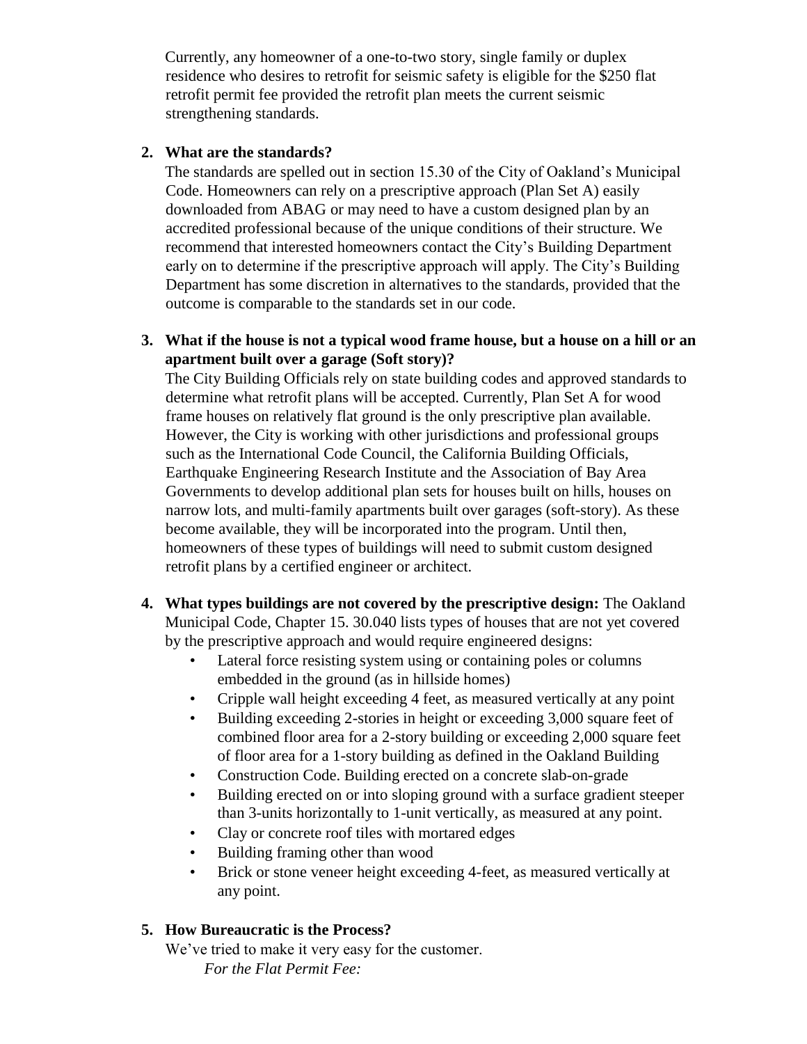Currently, any homeowner of a one-to-two story, single family or duplex residence who desires to retrofit for seismic safety is eligible for the $250 flat retrofit permit fee provided the retrofit plan meets the current seismic strengthening standards.

2. **What are the standards?**

   The standards are spelled out in section 15.30 of the City of Oakland's Municipal Code. Homeowners can rely on a prescriptive approach (Plan Set A) easily downloaded from ABAG or may need to have a custom designed plan by an accredited professional because of the unique conditions of their structure. We recommend that interested homeowners contact the City's Building Department early on to determine if the prescriptive approach will apply. The City's Building Department has some discretion in alternatives to the standards, provided that the outcome is comparable to the standards set in our code.

3. **What if the house is not a typical wood frame house, but a house on a hill or an apartment built over a garage (Soft story)?**

   The City Building Officials rely on state building codes and approved standards to determine what retrofit plans will be accepted. Currently, Plan Set A for wood frame houses on relatively flat ground is the only prescriptive plan available. However, the City is working with other jurisdictions and professional groups such as the International Code Council, the California Building Officials, Earthquake Engineering Research Institute and the Association of Bay Area Governments to develop additional plan sets for houses built on hills, houses on narrow lots, and multi-family apartments built over garages (soft-story). As these become available, they will be incorporated into the program. Until then, homeowners of these types of buildings will need to submit custom designed retrofit plans by a certified engineer or architect.

4. **What types buildings are not covered by the prescriptive design:** The Oakland Municipal Code, Chapter 15. 30.040 lists types of houses that are not yet covered by the prescriptive approach and would require engineered designs:
   - Lateral force resisting system using or containing poles or columns embedded in the ground (as in hillside homes)
   - Cripple wall height exceeding 4 feet, as measured vertically at any point
   - Building exceeding 2-stories in height or exceeding 3,000 square feet of combined floor area for a 2-story building or exceeding 2,000 square feet of floor area for a 1-story building as defined in the Oakland Building
   - Construction Code. Building erected on a concrete slab-on-grade
   - Building erected on or into sloping ground with a surface gradient steeper than 3-units horizontally to 1-unit vertically, as measured at any point.
   - Clay or concrete roof tiles with mortared edges
   - Building framing other than wood
   - Brick or stone veneer height exceeding 4-feet, as measured vertically at any point.

5. **How Bureaucratic is the Process?**

   We've tried to make it very easy for the customer.

   *For the Flat Permit Fee:*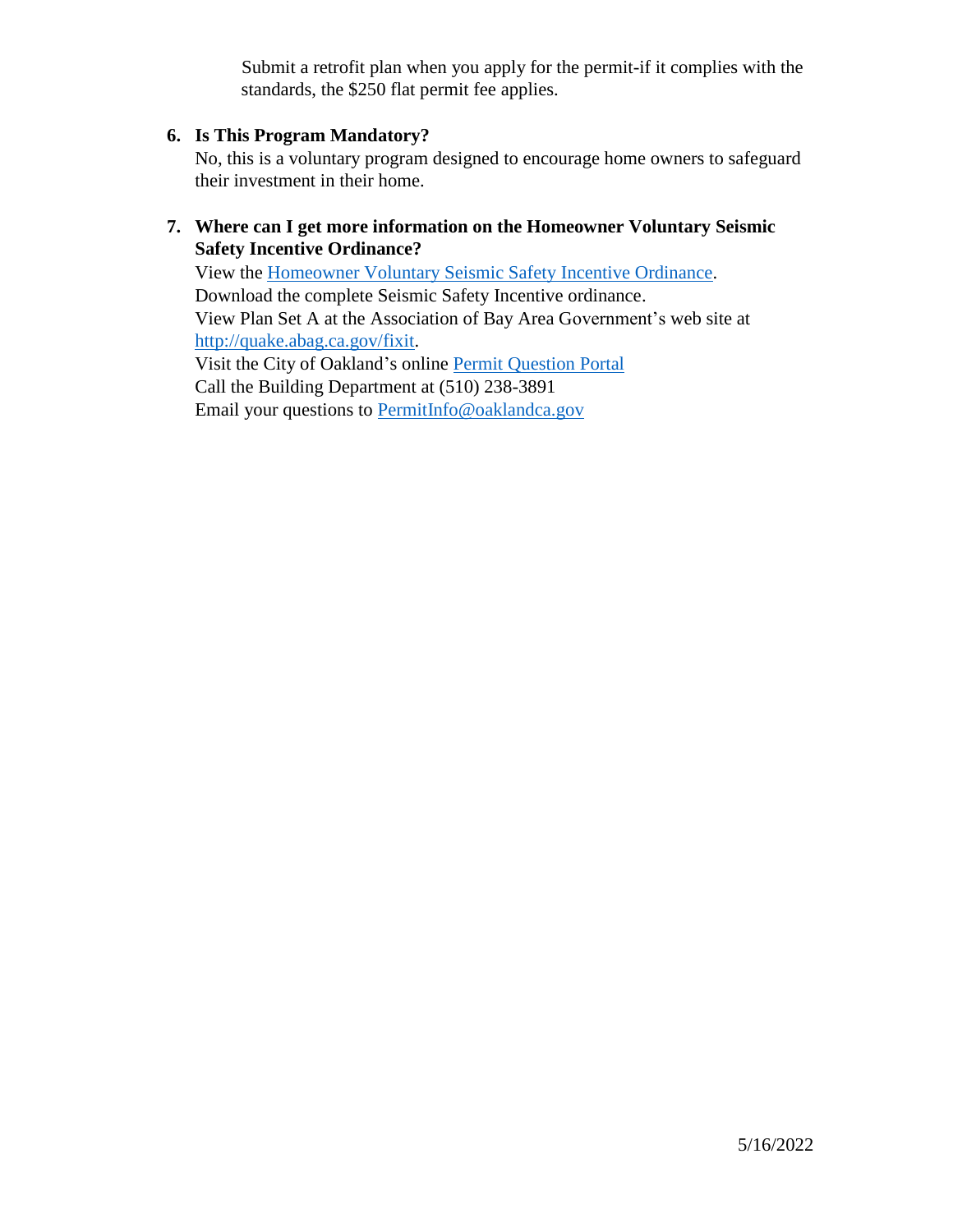Submit a retrofit plan when you apply for the permit-if it complies with the standards, the $250 flat permit fee applies.

6. **Is This Program Mandatory?**
   No, this is a voluntary program designed to encourage home owners to safeguard their investment in their home.

7. **Where can I get more information on the Homeowner Voluntary Seismic Safety Incentive Ordinance?**
   View the Homeowner Voluntary Seismic Safety Incentive Ordinance.
   Download the complete Seismic Safety Incentive ordinance.
   View Plan Set A at the Association of Bay Area Government's web site at http://quake.abag.ca.gov/fixit.
   Visit the City of Oakland's online Permit Question Portal
   Call the Building Department at (510) 238-3891
   Email your questions to PermitInfo@oaklandca.gov

5/16/2022